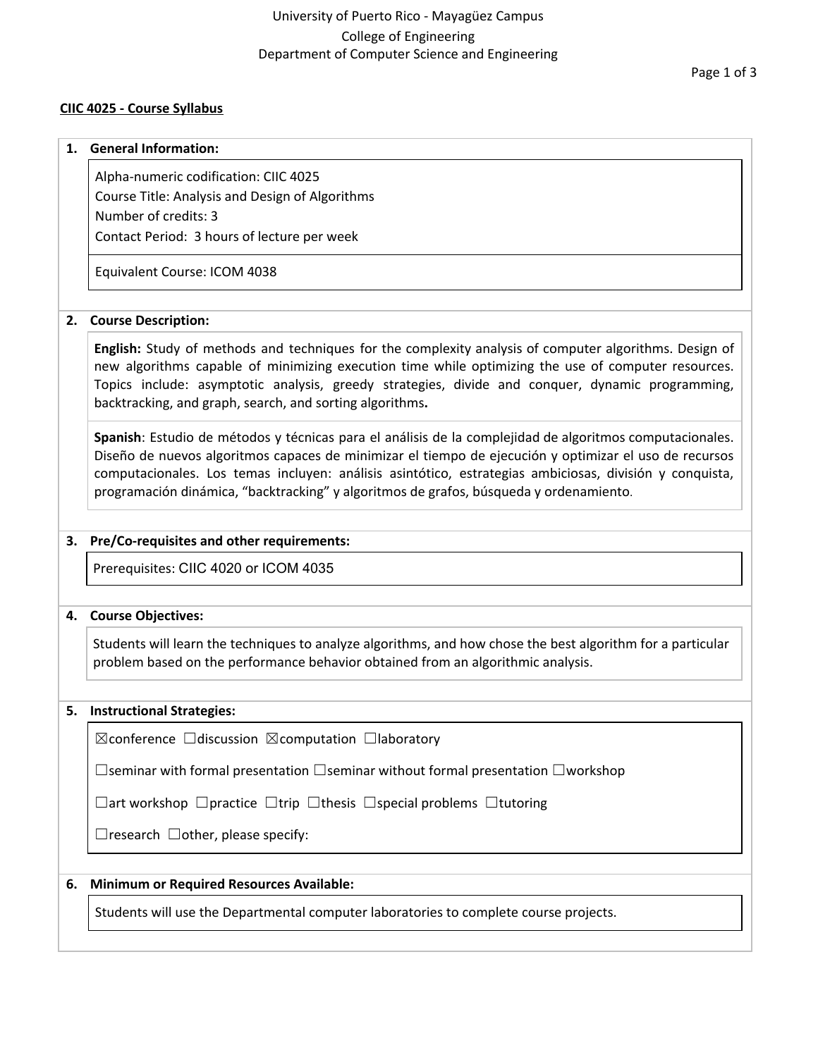University of Puerto Rico - Mayagüez Campus
College of Engineering
Department of Computer Science and Engineering

**CIIC 4025 - Course Syllabus**

## 1. General Information:

Alpha-numeric codification: CIIC 4025
Course Title: Analysis and Design of Algorithms
Number of credits: 3
Contact Period: 3 hours of lecture per week

Equivalent Course: ICOM 4038

## 2. Course Description:

**English:** Study of methods and techniques for the complexity analysis of computer algorithms. Design of new algorithms capable of minimizing execution time while optimizing the use of computer resources. Topics include: asymptotic analysis, greedy strategies, divide and conquer, dynamic programming, backtracking, and graph, search, and sorting algorithms**.**

**Spanish**: Estudio de métodos y técnicas para el análisis de la complejidad de algoritmos computacionales. Diseño de nuevos algoritmos capaces de minimizar el tiempo de ejecución y optimizar el uso de recursos computacionales. Los temas incluyen: análisis asintótico, estrategias ambiciosas, división y conquista, programación dinámica, "backtracking" y algoritmos de grafos, búsqueda y ordenamiento.

## 3. Pre/Co-requisites and other requirements:

Prerequisites: CIIC 4020 or ICOM 4035

## 4. Course Objectives:

Students will learn the techniques to analyze algorithms, and how chose the best algorithm for a particular problem based on the performance behavior obtained from an algorithmic analysis.

## 5. Instructional Strategies:

☒conference ☐discussion ☒computation ☐laboratory

☐seminar with formal presentation ☐seminar without formal presentation ☐workshop

☐art workshop ☐practice ☐trip ☐thesis ☐special problems ☐tutoring

☐research ☐other, please specify:

## 6. Minimum or Required Resources Available:

Students will use the Departmental computer laboratories to complete course projects.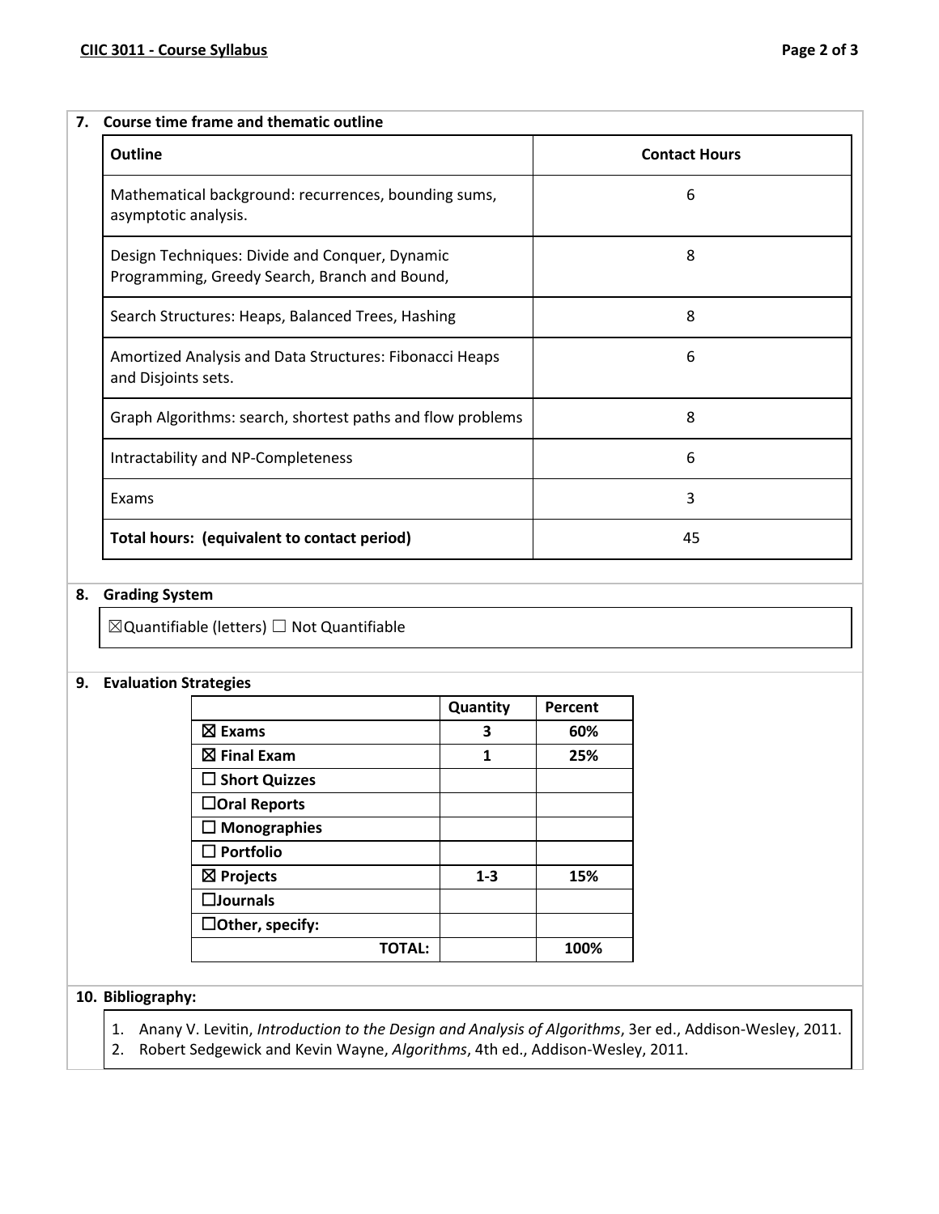## 7. Course time frame and thematic outline

| Outline | Contact Hours |
| --- | --- |
| Mathematical background: recurrences, bounding sums, asymptotic analysis. | 6 |
| Design Techniques: Divide and Conquer, Dynamic Programming, Greedy Search, Branch and Bound, | 8 |
| Search Structures: Heaps, Balanced Trees, Hashing | 8 |
| Amortized Analysis and Data Structures: Fibonacci Heaps and Disjoints sets. | 6 |
| Graph Algorithms: search, shortest paths and flow problems | 8 |
| Intractability and NP-Completeness | 6 |
| Exams | 3 |
| **Total hours: (equivalent to contact period)** | 45 |

## 8. Grading System

☒Quantifiable (letters) ☐ Not Quantifiable

## 9. Evaluation Strategies

| | Quantity | Percent |
| --- | --- | --- |
| ☒ **Exams** | **3** | **60%** |
| ☒ **Final Exam** | **1** | **25%** |
| ☐ **Short Quizzes** | | |
| ☐**Oral Reports** | | |
| ☐ **Monographies** | | |
| ☐ **Portfolio** | | |
| ☒ **Projects** | **1-3** | **15%** |
| ☐**Journals** | | |
| ☐**Other, specify:** | | |
| **TOTAL:** | | **100%** |

## 10. Bibliography:

1. Anany V. Levitin, *Introduction to the Design and Analysis of Algorithms*, 3er ed., Addison-Wesley, 2011.
2. Robert Sedgewick and Kevin Wayne, *Algorithms*, 4th ed., Addison-Wesley, 2011.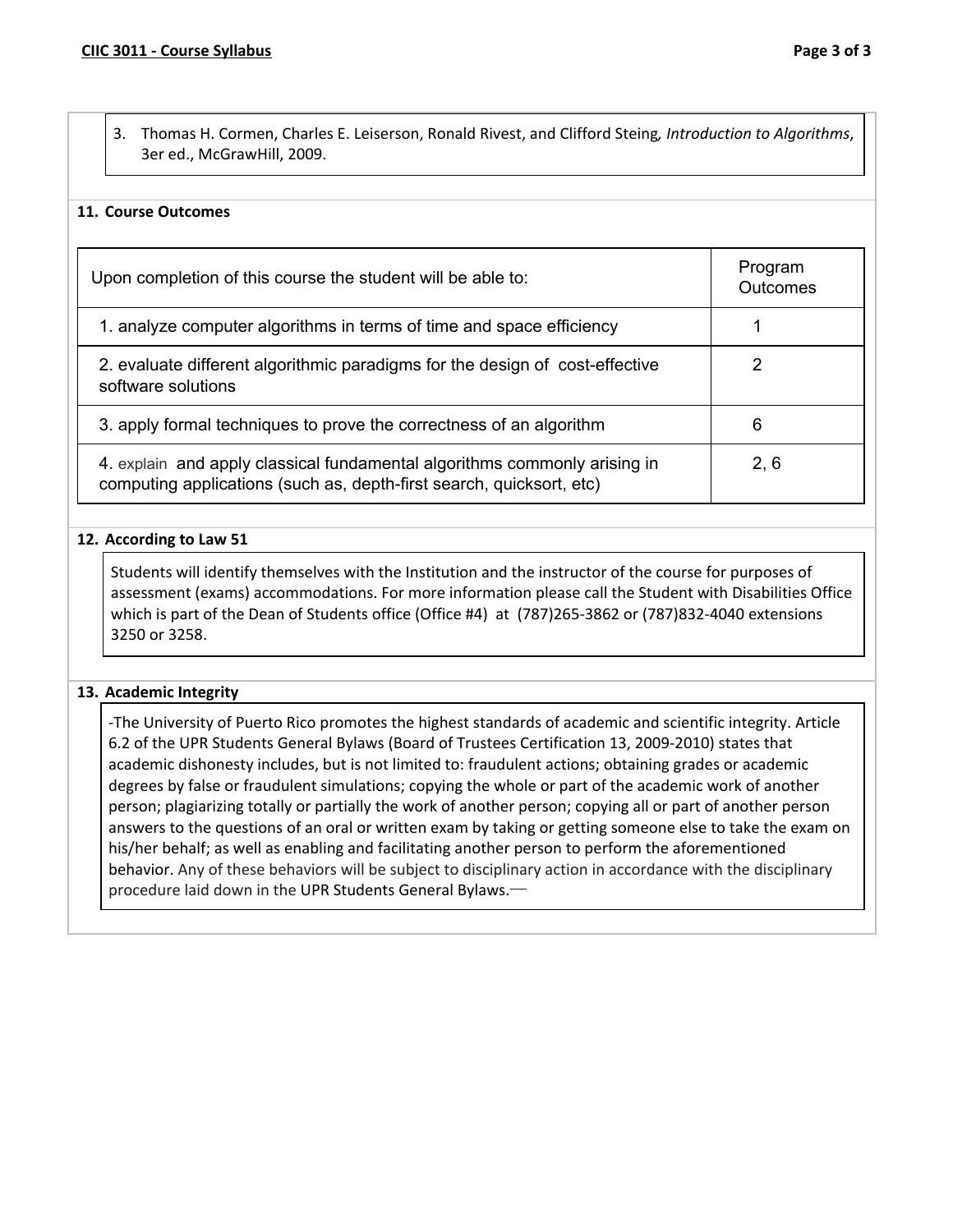3. Thomas H. Cormen, Charles E. Leiserson, Ronald Rivest, and Clifford Steing, *Introduction to Algorithms*, 3er ed., McGrawHill, 2009.

**11. Course Outcomes**

| Upon completion of this course the student will be able to: | Program Outcomes |
|---|---|
| 1. analyze computer algorithms in terms of time and space efficiency | 1 |
| 2. evaluate different algorithmic paradigms for the design of cost-effective software solutions | 2 |
| 3. apply formal techniques to prove the correctness of an algorithm | 6 |
| 4. explain and apply classical fundamental algorithms commonly arising in computing applications (such as, depth-first search, quicksort, etc) | 2, 6 |

**12. According to Law 51**

Students will identify themselves with the Institution and the instructor of the course for purposes of assessment (exams) accommodations. For more information please call the Student with Disabilities Office which is part of the Dean of Students office (Office #4) at (787)265-3862 or (787)832-4040 extensions 3250 or 3258.

**13. Academic Integrity**

-The University of Puerto Rico promotes the highest standards of academic and scientific integrity. Article 6.2 of the UPR Students General Bylaws (Board of Trustees Certification 13, 2009-2010) states that academic dishonesty includes, but is not limited to: fraudulent actions; obtaining grades or academic degrees by false or fraudulent simulations; copying the whole or part of the academic work of another person; plagiarizing totally or partially the work of another person; copying all or part of another person answers to the questions of an oral or written exam by taking or getting someone else to take the exam on his/her behalf; as well as enabling and facilitating another person to perform the aforementioned behavior. Any of these behaviors will be subject to disciplinary action in accordance with the disciplinary procedure laid down in the UPR Students General Bylaws.